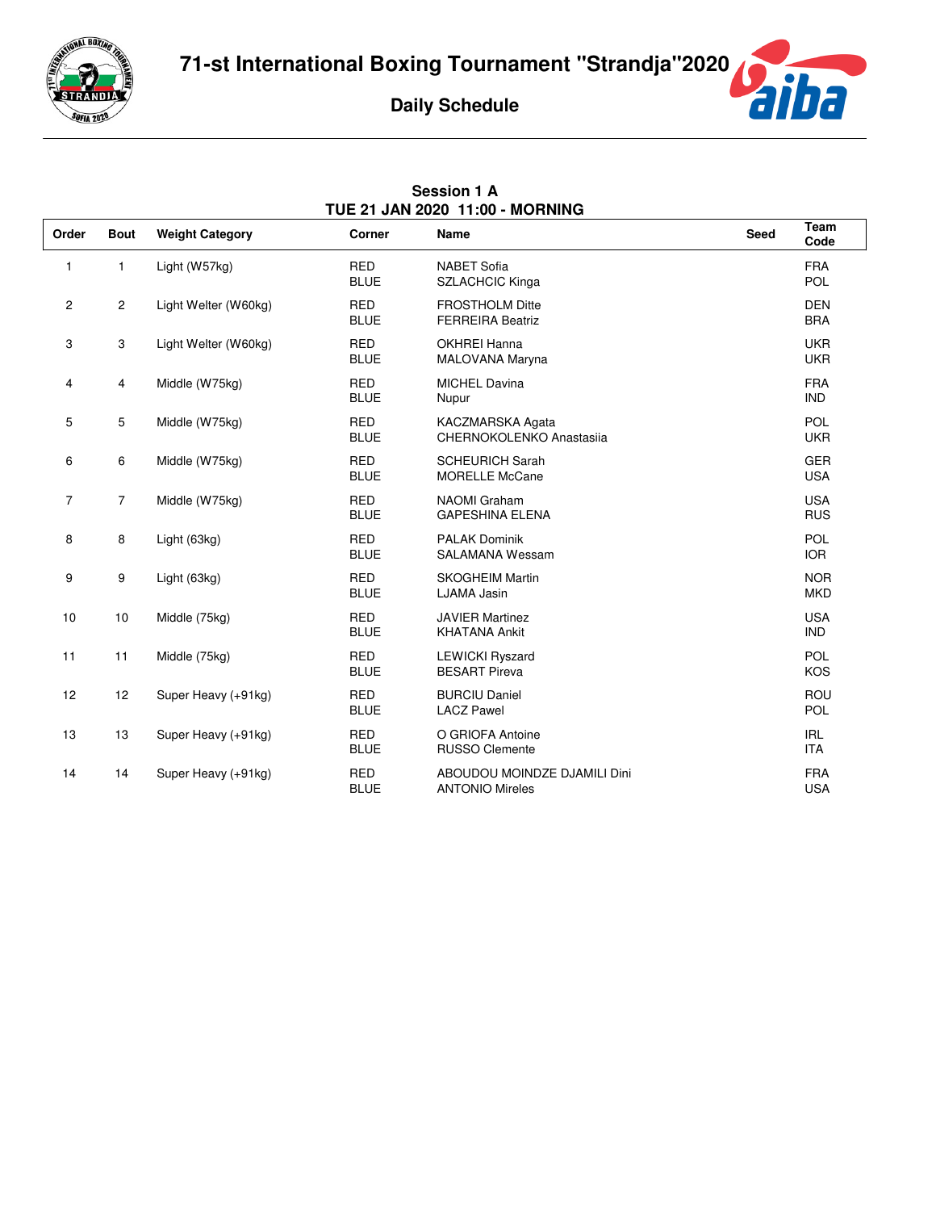# 71-st International Boxing Tournament "Strandja"2020

## Daily Schedule

### Session 1 A
### TUE 21 JAN 2020 11:00 - MORNING

| Order | Bout | Weight Category | Corner | Name | Seed | Team Code |
|---|---|---|---|---|---|---|
| 1 | 1 | Light (W57kg) | RED<br>BLUE | NABET Sofia<br>SZLACHCIC Kinga | | FRA<br>POL |
| 2 | 2 | Light Welter (W60kg) | RED<br>BLUE | FROSTHOLM Ditte<br>FERREIRA Beatriz | | DEN<br>BRA |
| 3 | 3 | Light Welter (W60kg) | RED<br>BLUE | OKHREI Hanna<br>MALOVANA Maryna | | UKR<br>UKR |
| 4 | 4 | Middle (W75kg) | RED<br>BLUE | MICHEL Davina<br>Nupur | | FRA<br>IND |
| 5 | 5 | Middle (W75kg) | RED<br>BLUE | KACZMARSKA Agata<br>CHERNOKOLENKO Anastasiia | | POL<br>UKR |
| 6 | 6 | Middle (W75kg) | RED<br>BLUE | SCHEURICH Sarah<br>MORELLE McCane | | GER<br>USA |
| 7 | 7 | Middle (W75kg) | RED<br>BLUE | NAOMI Graham<br>GAPESHINA ELENA | | USA<br>RUS |
| 8 | 8 | Light (63kg) | RED<br>BLUE | PALAK Dominik<br>SALAMANA Wessam | | POL<br>IOR |
| 9 | 9 | Light (63kg) | RED<br>BLUE | SKOGHEIM Martin<br>LJAMA Jasin | | NOR<br>MKD |
| 10 | 10 | Middle (75kg) | RED<br>BLUE | JAVIER Martinez<br>KHATANA Ankit | | USA<br>IND |
| 11 | 11 | Middle (75kg) | RED<br>BLUE | LEWICKI Ryszard<br>BESART Pireva | | POL<br>KOS |
| 12 | 12 | Super Heavy (+91kg) | RED<br>BLUE | BURCIU Daniel<br>LACZ Pawel | | ROU<br>POL |
| 13 | 13 | Super Heavy (+91kg) | RED<br>BLUE | O GRIOFA Antoine<br>RUSSO Clemente | | IRL<br>ITA |
| 14 | 14 | Super Heavy (+91kg) | RED<br>BLUE | ABOUDOU MOINDZE DJAMILI Dini<br>ANTONIO Mireles | | FRA<br>USA |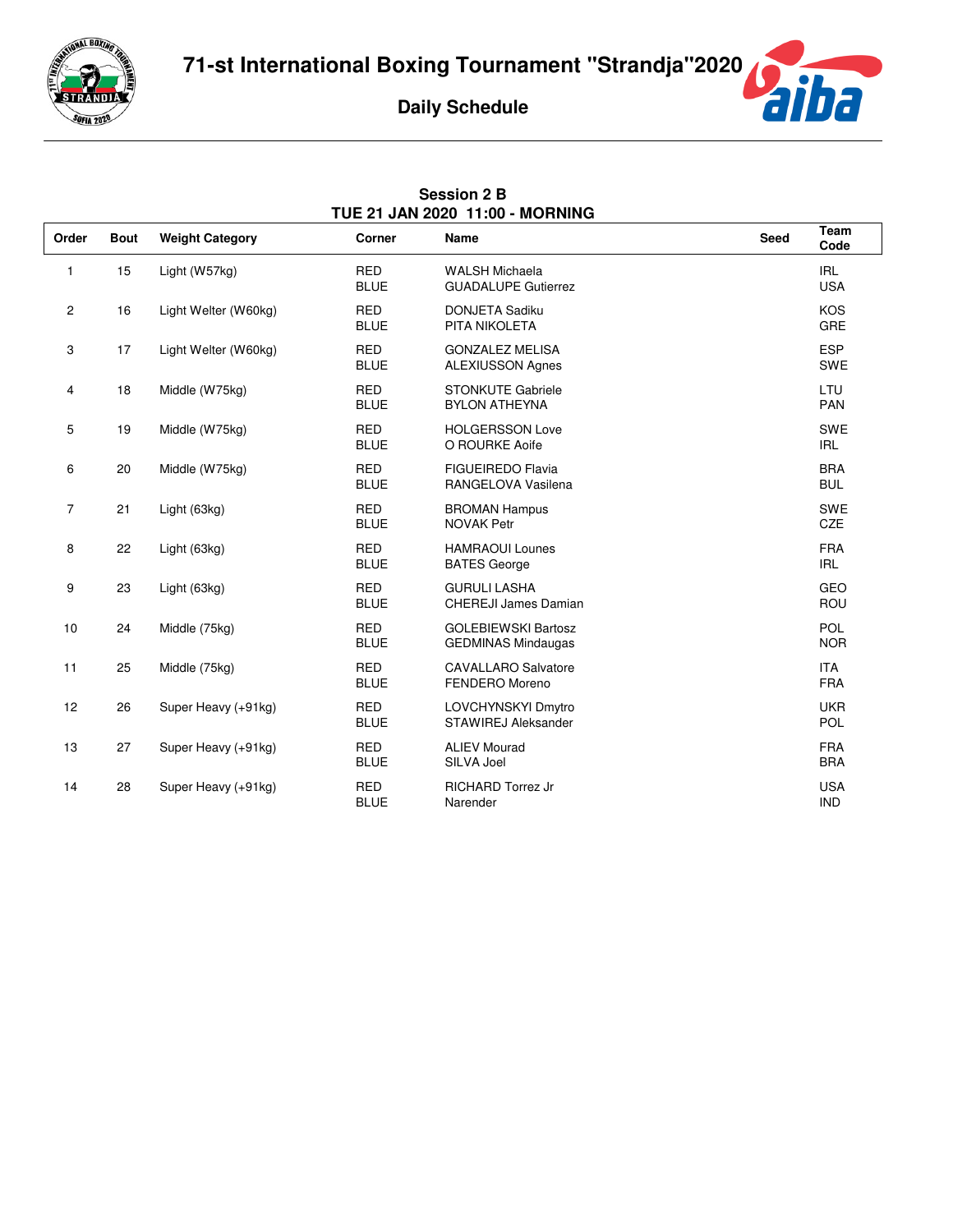# 71-st International Boxing Tournament "Strandja"2020

## Daily Schedule

### Session 2 B
### TUE 21 JAN 2020 11:00 - MORNING

| Order | Bout | Weight Category | Corner | Name | Seed | Team Code |
|---|---|---|---|---|---|---|
| 1 | 15 | Light (W57kg) | RED<br>BLUE | WALSH Michaela<br>GUADALUPE Gutierrez | | IRL<br>USA |
| 2 | 16 | Light Welter (W60kg) | RED<br>BLUE | DONJETA Sadiku<br>PITA NIKOLETA | | KOS<br>GRE |
| 3 | 17 | Light Welter (W60kg) | RED<br>BLUE | GONZALEZ MELISA<br>ALEXIUSSON Agnes | | ESP<br>SWE |
| 4 | 18 | Middle (W75kg) | RED<br>BLUE | STONKUTE Gabriele<br>BYLON ATHEYNA | | LTU<br>PAN |
| 5 | 19 | Middle (W75kg) | RED<br>BLUE | HOLGERSSON Love<br>O ROURKE Aoife | | SWE<br>IRL |
| 6 | 20 | Middle (W75kg) | RED<br>BLUE | FIGUEIREDO Flavia<br>RANGELOVA Vasilena | | BRA<br>BUL |
| 7 | 21 | Light (63kg) | RED<br>BLUE | BROMAN Hampus<br>NOVAK Petr | | SWE<br>CZE |
| 8 | 22 | Light (63kg) | RED<br>BLUE | HAMRAOUI Lounes<br>BATES George | | FRA<br>IRL |
| 9 | 23 | Light (63kg) | RED<br>BLUE | GURULI LASHA<br>CHEREJI James Damian | | GEO<br>ROU |
| 10 | 24 | Middle (75kg) | RED<br>BLUE | GOLEBIEWSKI Bartosz<br>GEDMINAS Mindaugas | | POL<br>NOR |
| 11 | 25 | Middle (75kg) | RED<br>BLUE | CAVALLARO Salvatore<br>FENDERO Moreno | | ITA<br>FRA |
| 12 | 26 | Super Heavy (+91kg) | RED<br>BLUE | LOVCHYNSKYI Dmytro<br>STAWIREJ Aleksander | | UKR<br>POL |
| 13 | 27 | Super Heavy (+91kg) | RED<br>BLUE | ALIEV Mourad<br>SILVA Joel | | FRA<br>BRA |
| 14 | 28 | Super Heavy (+91kg) | RED<br>BLUE | RICHARD Torrez Jr<br>Narender | | USA<br>IND |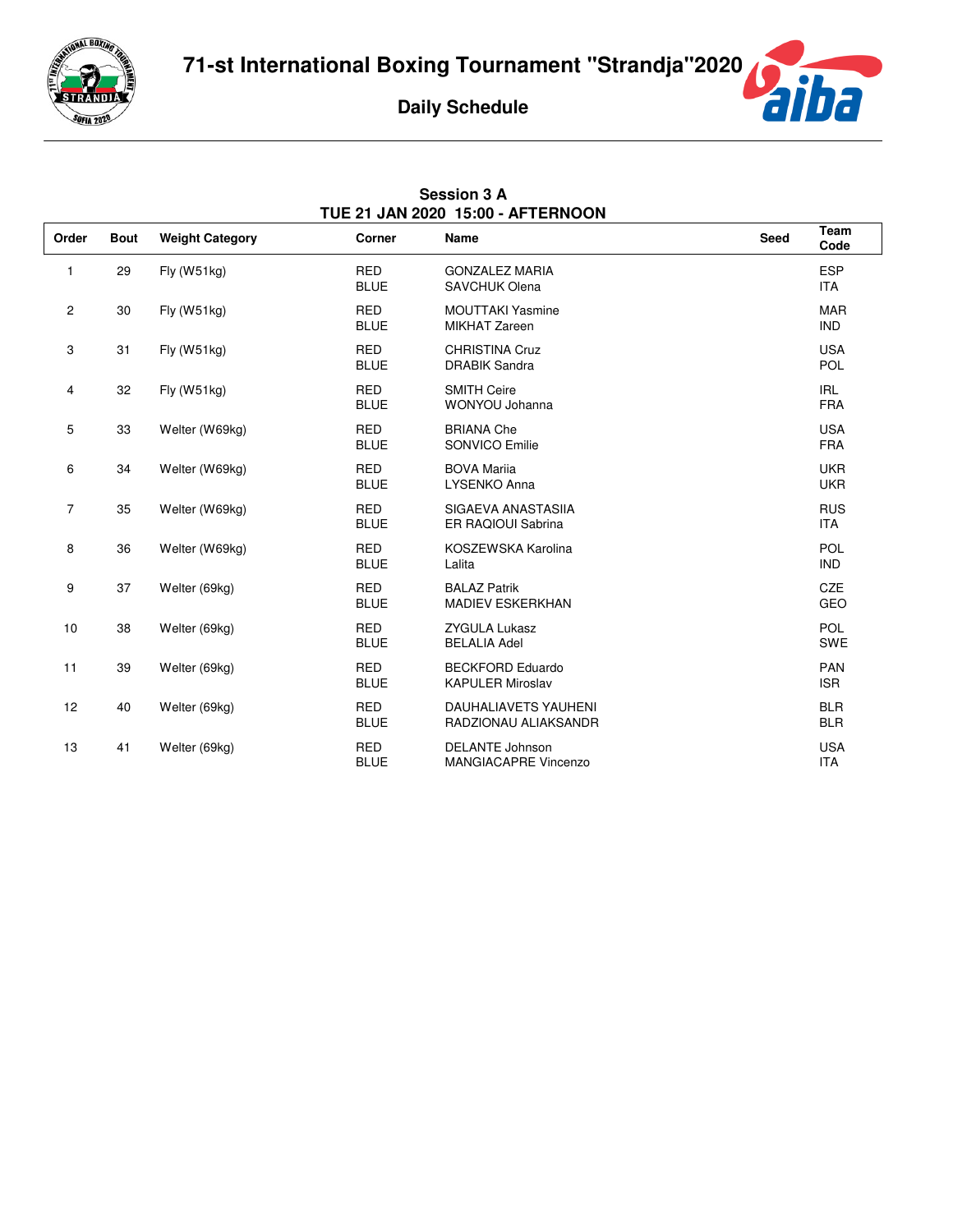# 71-st International Boxing Tournament "Strandja"2020

## Daily Schedule

### Session 3 A
### TUE 21 JAN 2020 15:00 - AFTERNOON

| Order | Bout | Weight Category | Corner | Name | Seed | Team Code |
|---|---|---|---|---|---|---|
| 1 | 29 | Fly (W51kg) | RED | GONZALEZ MARIA | | ESP |
| | | | BLUE | SAVCHUK Olena | | ITA |
| 2 | 30 | Fly (W51kg) | RED | MOUTTAKI Yasmine | | MAR |
| | | | BLUE | MIKHAT Zareen | | IND |
| 3 | 31 | Fly (W51kg) | RED | CHRISTINA Cruz | | USA |
| | | | BLUE | DRABIK Sandra | | POL |
| 4 | 32 | Fly (W51kg) | RED | SMITH Ceire | | IRL |
| | | | BLUE | WONYOU Johanna | | FRA |
| 5 | 33 | Welter (W69kg) | RED | BRIANA Che | | USA |
| | | | BLUE | SONVICO Emilie | | FRA |
| 6 | 34 | Welter (W69kg) | RED | BOVA Mariia | | UKR |
| | | | BLUE | LYSENKO Anna | | UKR |
| 7 | 35 | Welter (W69kg) | RED | SIGAEVA ANASTASIIA | | RUS |
| | | | BLUE | ER RAQIOUI Sabrina | | ITA |
| 8 | 36 | Welter (W69kg) | RED | KOSZEWSKA Karolina | | POL |
| | | | BLUE | Lalita | | IND |
| 9 | 37 | Welter (69kg) | RED | BALAZ Patrik | | CZE |
| | | | BLUE | MADIEV ESKERKHAN | | GEO |
| 10 | 38 | Welter (69kg) | RED | ZYGULA Lukasz | | POL |
| | | | BLUE | BELALIA Adel | | SWE |
| 11 | 39 | Welter (69kg) | RED | BECKFORD Eduardo | | PAN |
| | | | BLUE | KAPULER Miroslav | | ISR |
| 12 | 40 | Welter (69kg) | RED | DAUHALIAVETS YAUHENI | | BLR |
| | | | BLUE | RADZIONAU ALIAKSANDR | | BLR |
| 13 | 41 | Welter (69kg) | RED | DELANTE Johnson | | USA |
| | | | BLUE | MANGIACAPRE Vincenzo | | ITA |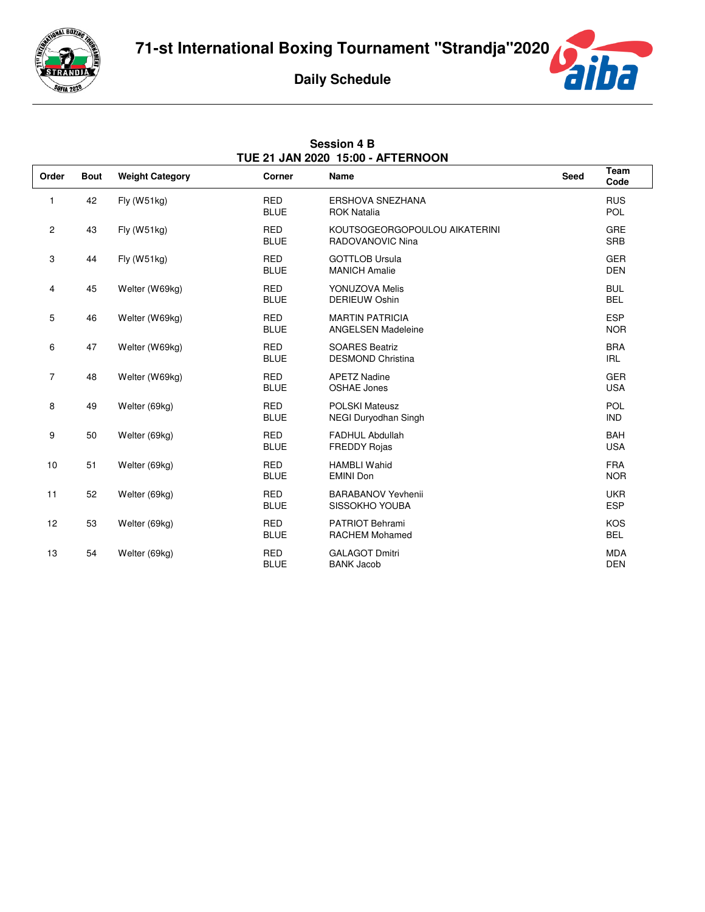# 71-st International Boxing Tournament "Strandja"2020

## Daily Schedule

### Session 4 B
### TUE 21 JAN 2020 15:00 - AFTERNOON

| Order | Bout | Weight Category | Corner | Name | Seed | Team Code |
|---|---|---|---|---|---|---|
| 1 | 42 | Fly (W51kg) | RED | ERSHOVA SNEZHANA | | RUS |
| | | | BLUE | ROK Natalia | | POL |
| 2 | 43 | Fly (W51kg) | RED | KOUTSOGEORGOPOULOU AIKATERINI | | GRE |
| | | | BLUE | RADOVANOVIC Nina | | SRB |
| 3 | 44 | Fly (W51kg) | RED | GOTTLOB Ursula | | GER |
| | | | BLUE | MANICH Amalie | | DEN |
| 4 | 45 | Welter (W69kg) | RED | YONUZOVA Melis | | BUL |
| | | | BLUE | DERIEUW Oshin | | BEL |
| 5 | 46 | Welter (W69kg) | RED | MARTIN PATRICIA | | ESP |
| | | | BLUE | ANGELSEN Madeleine | | NOR |
| 6 | 47 | Welter (W69kg) | RED | SOARES Beatriz | | BRA |
| | | | BLUE | DESMOND Christina | | IRL |
| 7 | 48 | Welter (W69kg) | RED | APETZ Nadine | | GER |
| | | | BLUE | OSHAE Jones | | USA |
| 8 | 49 | Welter (69kg) | RED | POLSKI Mateusz | | POL |
| | | | BLUE | NEGI Duryodhan Singh | | IND |
| 9 | 50 | Welter (69kg) | RED | FADHUL Abdullah | | BAH |
| | | | BLUE | FREDDY Rojas | | USA |
| 10 | 51 | Welter (69kg) | RED | HAMBLI Wahid | | FRA |
| | | | BLUE | EMINI Don | | NOR |
| 11 | 52 | Welter (69kg) | RED | BARABANOV Yevhenii | | UKR |
| | | | BLUE | SISSOKHO YOUBA | | ESP |
| 12 | 53 | Welter (69kg) | RED | PATRIOT Behrami | | KOS |
| | | | BLUE | RACHEM Mohamed | | BEL |
| 13 | 54 | Welter (69kg) | RED | GALAGOT Dmitri | | MDA |
| | | | BLUE | BANK Jacob | | DEN |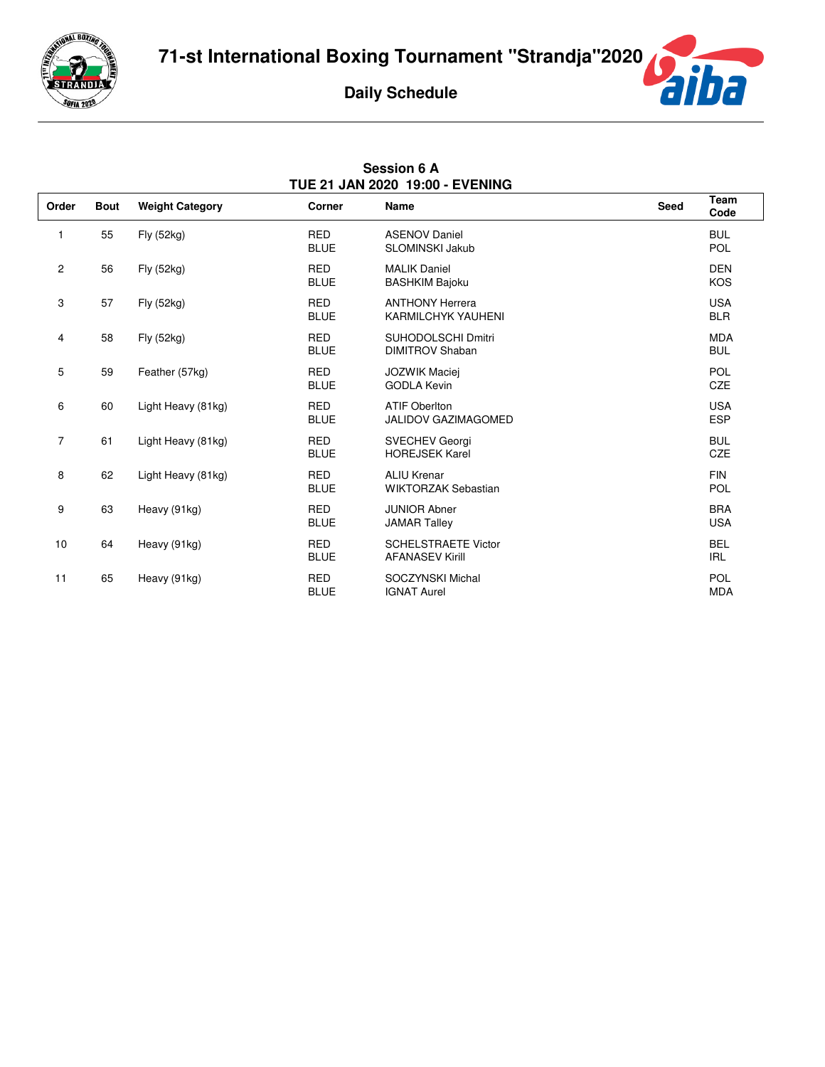# 71-st International Boxing Tournament "Strandja"2020

## Daily Schedule

### Session 6 A
### TUE 21 JAN 2020 19:00 - EVENING

| Order | Bout | Weight Category | Corner | Name | Seed | Team Code |
|---|---|---|---|---|---|---|
| 1 | 55 | Fly (52kg) | RED | ASENOV Daniel | | BUL |
| | | | BLUE | SLOMINSKI Jakub | | POL |
| 2 | 56 | Fly (52kg) | RED | MALIK Daniel | | DEN |
| | | | BLUE | BASHKIM Bajoku | | KOS |
| 3 | 57 | Fly (52kg) | RED | ANTHONY Herrera | | USA |
| | | | BLUE | KARMILCHYK YAUHENI | | BLR |
| 4 | 58 | Fly (52kg) | RED | SUHODOLSCHI Dmitri | | MDA |
| | | | BLUE | DIMITROV Shaban | | BUL |
| 5 | 59 | Feather (57kg) | RED | JOZWIK Maciej | | POL |
| | | | BLUE | GODLA Kevin | | CZE |
| 6 | 60 | Light Heavy (81kg) | RED | ATIF Oberlton | | USA |
| | | | BLUE | JALIDOV GAZIMAGOMED | | ESP |
| 7 | 61 | Light Heavy (81kg) | RED | SVECHEV Georgi | | BUL |
| | | | BLUE | HOREJSEK Karel | | CZE |
| 8 | 62 | Light Heavy (81kg) | RED | ALIU Krenar | | FIN |
| | | | BLUE | WIKTORZAK Sebastian | | POL |
| 9 | 63 | Heavy (91kg) | RED | JUNIOR Abner | | BRA |
| | | | BLUE | JAMAR Talley | | USA |
| 10 | 64 | Heavy (91kg) | RED | SCHELSTRAETE Victor | | BEL |
| | | | BLUE | AFANASEV Kirill | | IRL |
| 11 | 65 | Heavy (91kg) | RED | SOCZYNSKI Michal | | POL |
| | | | BLUE | IGNAT Aurel | | MDA |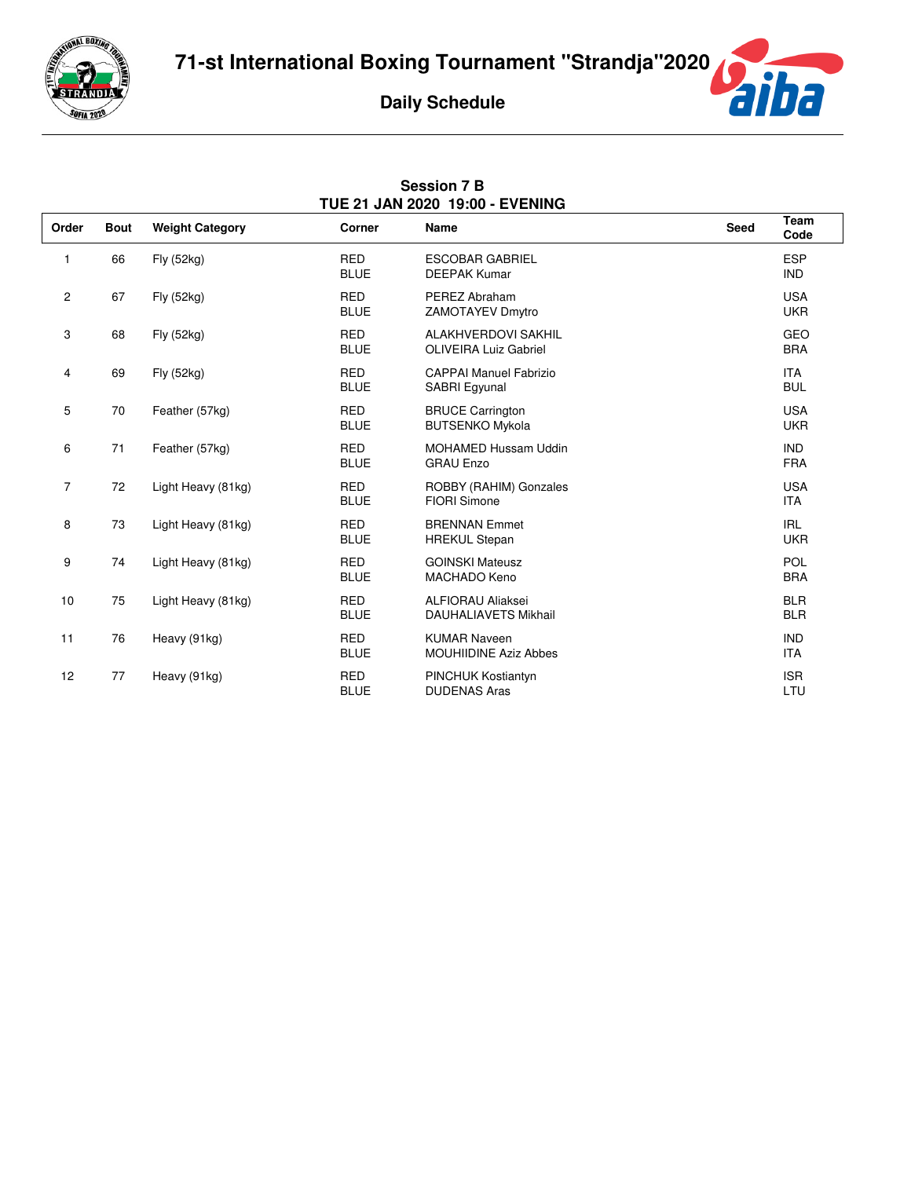# 71-st International Boxing Tournament "Strandja"2020

## Daily Schedule

### Session 7 B
### TUE 21 JAN 2020 19:00 - EVENING

| Order | Bout | Weight Category | Corner | Name | Seed | Team Code |
|---|---|---|---|---|---|---|
| 1 | 66 | Fly (52kg) | RED | ESCOBAR GABRIEL | | ESP |
| | | | BLUE | DEEPAK Kumar | | IND |
| 2 | 67 | Fly (52kg) | RED | PEREZ Abraham | | USA |
| | | | BLUE | ZAMOTAYEV Dmytro | | UKR |
| 3 | 68 | Fly (52kg) | RED | ALAKHVERDOVI SAKHIL | | GEO |
| | | | BLUE | OLIVEIRA Luiz Gabriel | | BRA |
| 4 | 69 | Fly (52kg) | RED | CAPPAI Manuel Fabrizio | | ITA |
| | | | BLUE | SABRI Egyunal | | BUL |
| 5 | 70 | Feather (57kg) | RED | BRUCE Carrington | | USA |
| | | | BLUE | BUTSENKO Mykola | | UKR |
| 6 | 71 | Feather (57kg) | RED | MOHAMED Hussam Uddin | | IND |
| | | | BLUE | GRAU Enzo | | FRA |
| 7 | 72 | Light Heavy (81kg) | RED | ROBBY (RAHIM) Gonzales | | USA |
| | | | BLUE | FIORI Simone | | ITA |
| 8 | 73 | Light Heavy (81kg) | RED | BRENNAN Emmet | | IRL |
| | | | BLUE | HREKUL Stepan | | UKR |
| 9 | 74 | Light Heavy (81kg) | RED | GOINSKI Mateusz | | POL |
| | | | BLUE | MACHADO Keno | | BRA |
| 10 | 75 | Light Heavy (81kg) | RED | ALFIORAU Aliaksei | | BLR |
| | | | BLUE | DAUHALIAVETS Mikhail | | BLR |
| 11 | 76 | Heavy (91kg) | RED | KUMAR Naveen | | IND |
| | | | BLUE | MOUHIIDINE Aziz Abbes | | ITA |
| 12 | 77 | Heavy (91kg) | RED | PINCHUK Kostiantyn | | ISR |
| | | | BLUE | DUDENAS Aras | | LTU |